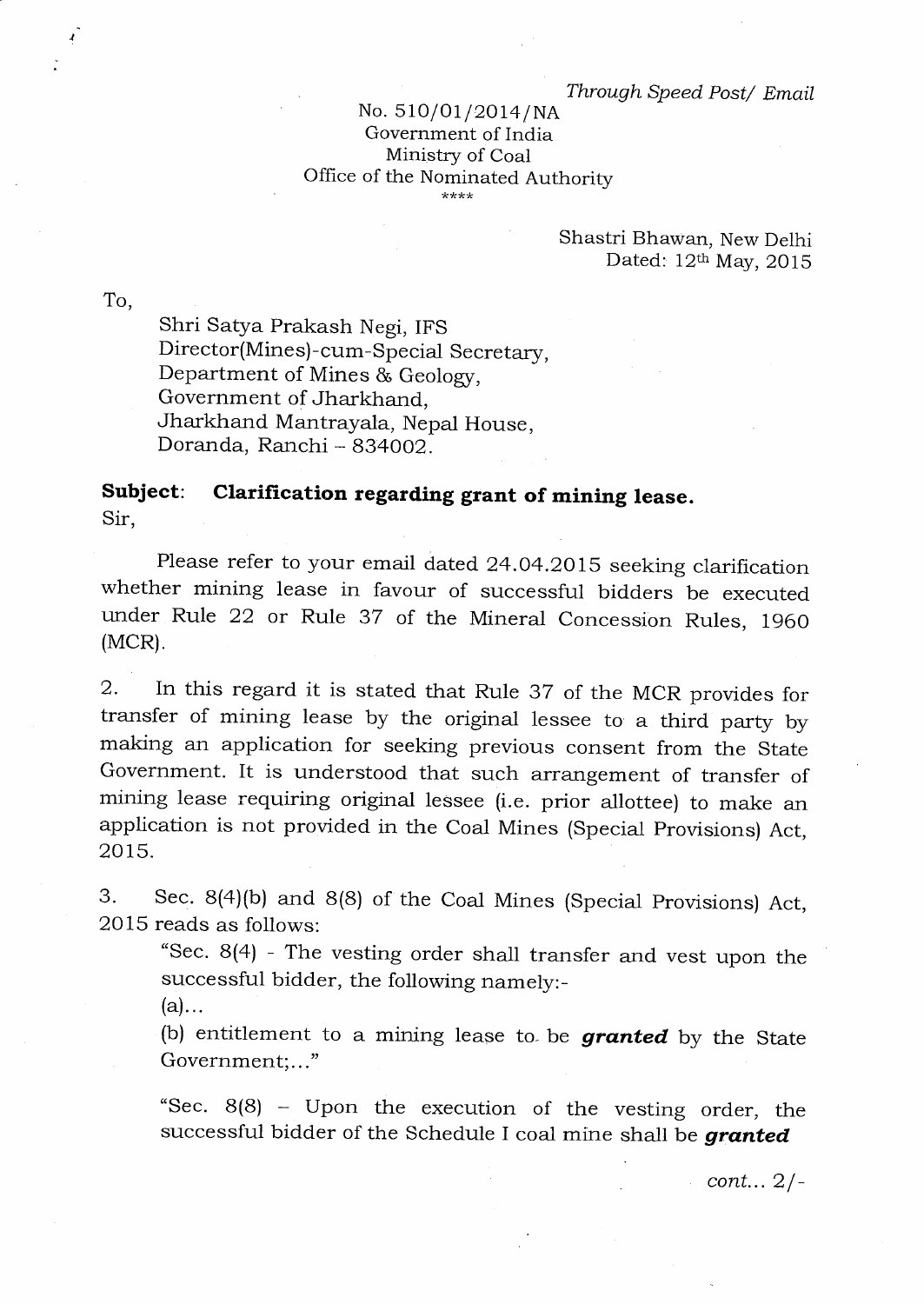*Through Speed Post/ Email*

No. 510/01/2014/NA
Government of India
Ministry of Coal
Office of the Nominated Authority
****

Shastri Bhawan, New Delhi
Dated: 12th May, 2015

To,

Shri Satya Prakash Negi, IFS
Director(Mines)-cum-Special Secretary,
Department of Mines & Geology,
Government of Jharkhand,
Jharkhand Mantrayala, Nepal House,
Doranda, Ranchi – 834002.

**Subject: Clarification regarding grant of mining lease.**

Sir,

Please refer to your email dated 24.04.2015 seeking clarification whether mining lease in favour of successful bidders be executed under Rule 22 or Rule 37 of the Mineral Concession Rules, 1960 (MCR).

2. In this regard it is stated that Rule 37 of the MCR provides for transfer of mining lease by the original lessee to a third party by making an application for seeking previous consent from the State Government. It is understood that such arrangement of transfer of mining lease requiring original lessee (i.e. prior allottee) to make an application is not provided in the Coal Mines (Special Provisions) Act, 2015.

3. Sec. 8(4)(b) and 8(8) of the Coal Mines (Special Provisions) Act, 2015 reads as follows:

"Sec. 8(4) - The vesting order shall transfer and vest upon the successful bidder, the following namely:-

(a)...

(b) entitlement to a mining lease to be ***granted*** by the State Government;..."

"Sec. 8(8) – Upon the execution of the vesting order, the successful bidder of the Schedule I coal mine shall be ***granted***

*cont... 2/-*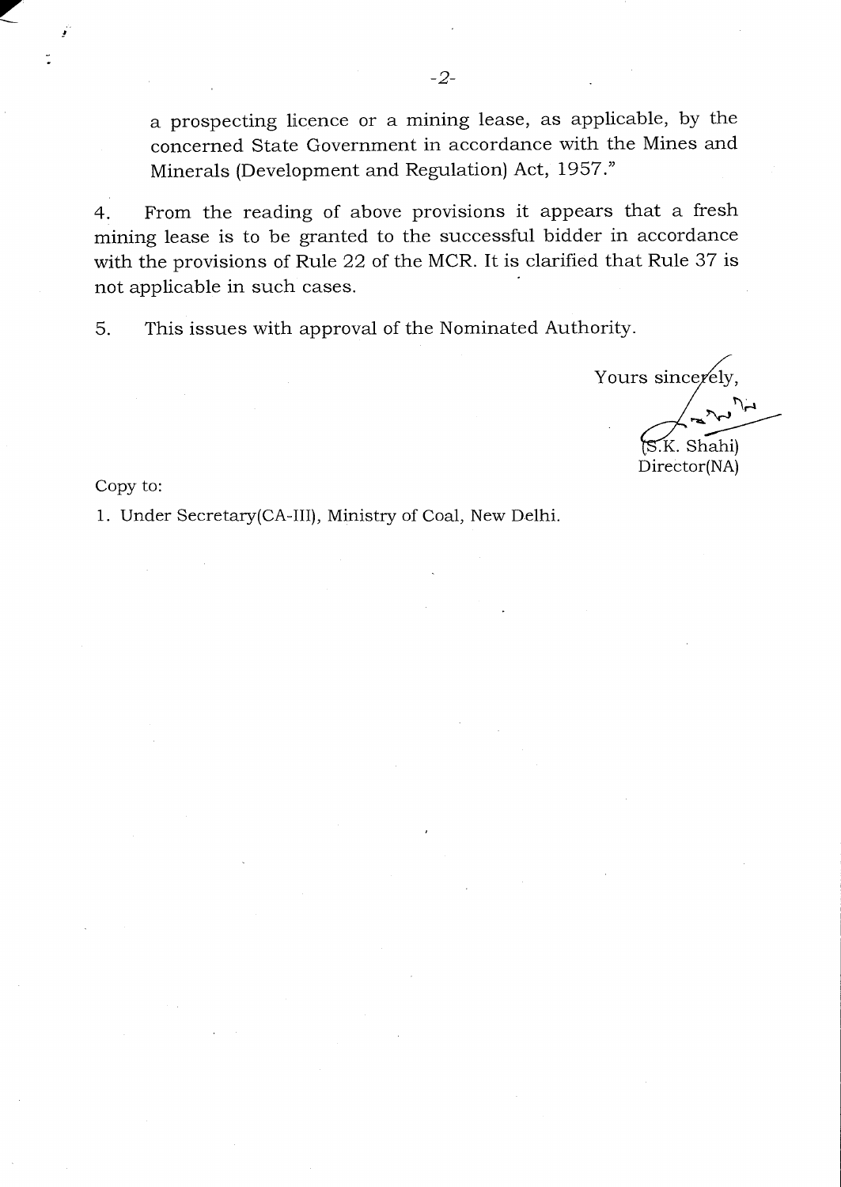a prospecting licence or a mining lease, as applicable, by the concerned State Government in accordance with the Mines and Minerals (Development and Regulation) Act, 1957."

4. From the reading of above provisions it appears that a fresh mining lease is to be granted to the successful bidder in accordance with the provisions of Rule 22 of the MCR. It is clarified that Rule 37 is not applicable in such cases.

5. This issues with approval of the Nominated Authority.

Yours sincerely,

(S.K. Shahi)
Director(NA)

Copy to:

1. Under Secretary(CA-III), Ministry of Coal, New Delhi.